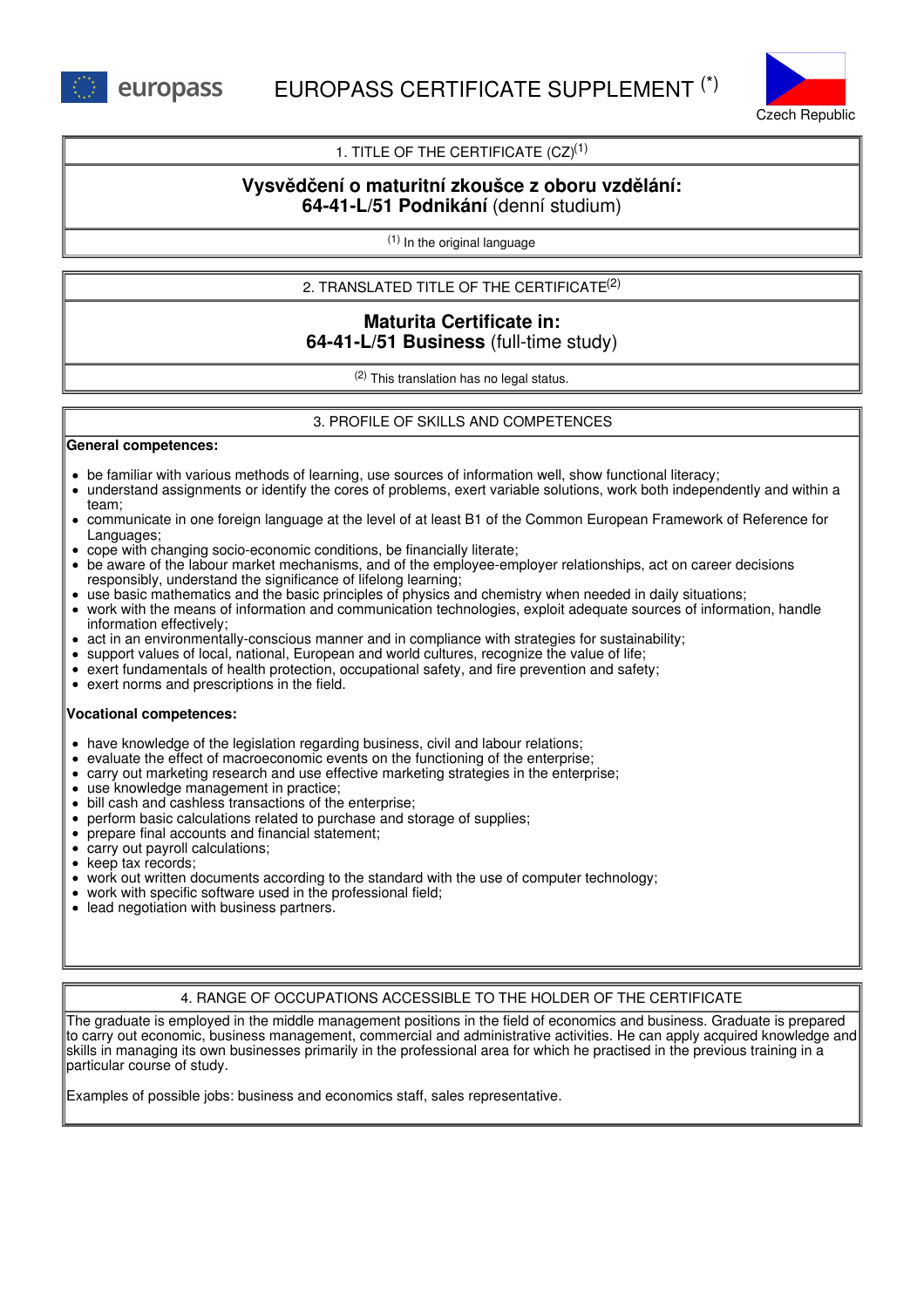europass

# EUROPASS CERTIFICATE SUPPLEMENT (*)

Czech Republic

## 1. TITLE OF THE CERTIFICATE (CZ)[1]

**Vysvědčení o maturitní zkoušce z oboru vzdělání:**
**64-41-L/51 Podnikání** (denní studium)

[1] In the original language

## 2. TRANSLATED TITLE OF THE CERTIFICATE[2]

**Maturita Certificate in:**
**64-41-L/51 Business** (full-time study)

[2] This translation has no legal status.

## 3. PROFILE OF SKILLS AND COMPETENCES

**General competences:**

- be familiar with various methods of learning, use sources of information well, show functional literacy;
- understand assignments or identify the cores of problems, exert variable solutions, work both independently and within a team;
- communicate in one foreign language at the level of at least B1 of the Common European Framework of Reference for Languages;
- cope with changing socio-economic conditions, be financially literate;
- be aware of the labour market mechanisms, and of the employee-employer relationships, act on career decisions responsibly, understand the significance of lifelong learning;
- use basic mathematics and the basic principles of physics and chemistry when needed in daily situations;
- work with the means of information and communication technologies, exploit adequate sources of information, handle information effectively;
- act in an environmentally-conscious manner and in compliance with strategies for sustainability;
- support values of local, national, European and world cultures, recognize the value of life;
- exert fundamentals of health protection, occupational safety, and fire prevention and safety;
- exert norms and prescriptions in the field.

**Vocational competences:**

- have knowledge of the legislation regarding business, civil and labour relations;
- evaluate the effect of macroeconomic events on the functioning of the enterprise;
- carry out marketing research and use effective marketing strategies in the enterprise;
- use knowledge management in practice;
- bill cash and cashless transactions of the enterprise;
- perform basic calculations related to purchase and storage of supplies;
- prepare final accounts and financial statement;
- carry out payroll calculations;
- keep tax records;
- work out written documents according to the standard with the use of computer technology;
- work with specific software used in the professional field;
- lead negotiation with business partners.

## 4. RANGE OF OCCUPATIONS ACCESSIBLE TO THE HOLDER OF THE CERTIFICATE

The graduate is employed in the middle management positions in the field of economics and business. Graduate is prepared to carry out economic, business management, commercial and administrative activities. He can apply acquired knowledge and skills in managing its own businesses primarily in the professional area for which he practised in the previous training in a particular course of study.

Examples of possible jobs: business and economics staff, sales representative.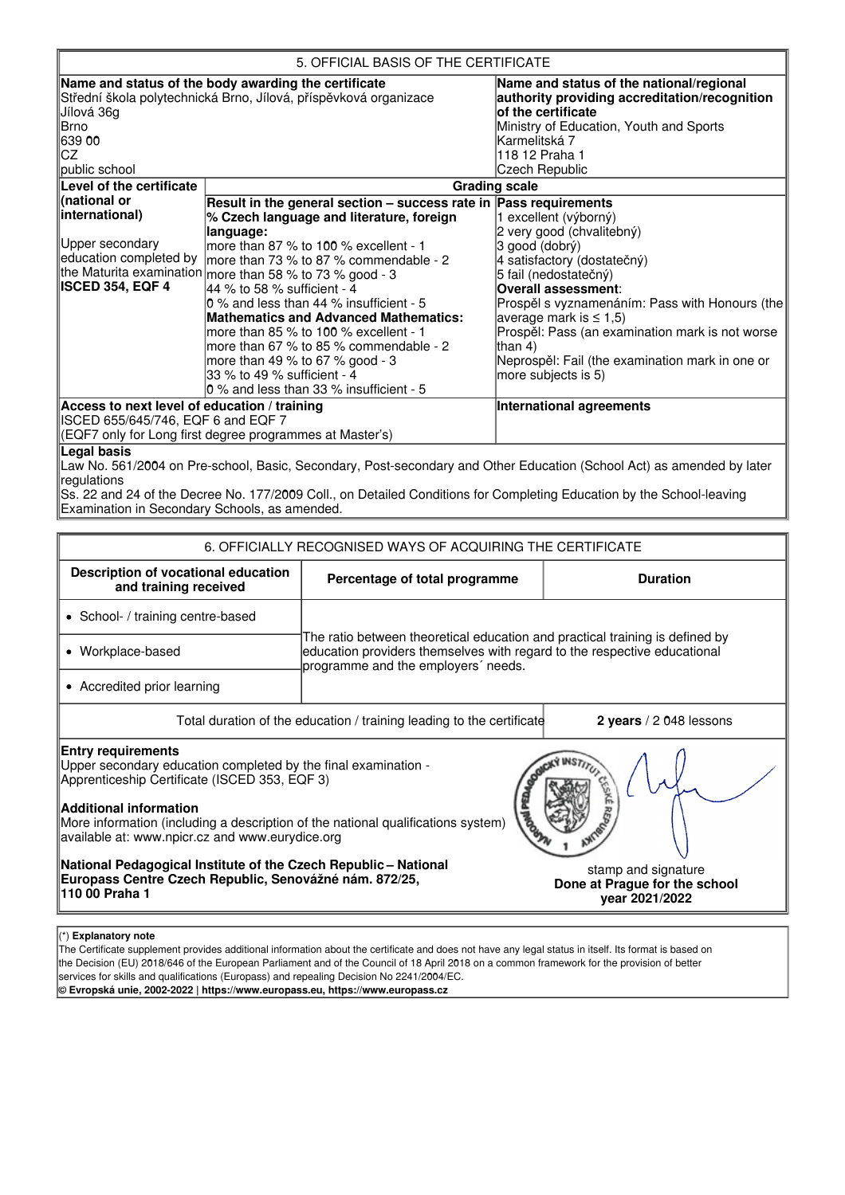## 5. OFFICIAL BASIS OF THE CERTIFICATE

| | |
|---|---|
| **Name and status of the body awarding the certificate**<br>Střední škola polytechnická Brno, Jílová, příspěvková organizace<br>Jílová 36g<br>Brno<br>639 00<br>CZ<br>public school | **Name and status of the national/regional authority providing accreditation/recognition of the certificate**<br>Ministry of Education, Youth and Sports<br>Karmelitská 7<br>118 12 Praha 1<br>Czech Republic |

| **Level of the certificate (national or international)** | **Grading scale** | |
|---|---|---|
| Upper secondary education completed by the Maturita examination<br>**ISCED 354, EQF 4** | **Result in the general section – success rate in % Czech language and literature, foreign language:**<br>more than 87 % to 100 % excellent - 1<br>more than 73 % to 87 % commendable - 2<br>more than 58 % to 73 % good - 3<br>44 % to 58 % sufficient - 4<br>0 % and less than 44 % insufficient - 5<br>**Mathematics and Advanced Mathematics:**<br>more than 85 % to 100 % excellent - 1<br>more than 67 % to 85 % commendable - 2<br>more than 49 % to 67 % good - 3<br>33 % to 49 % sufficient - 4<br>0 % and less than 33 % insufficient - 5 | **Pass requirements**<br>1 excellent (výborný)<br>2 very good (chvalitebný)<br>3 good (dobrý)<br>4 satisfactory (dostatečný)<br>5 fail (nedostatečný)<br>**Overall assessment**:<br>Prospěl s vyznamenáním: Pass with Honours (the average mark is ≤ 1,5)<br>Prospěl: Pass (an examination mark is not worse than 4)<br>Neprospěl: Fail (the examination mark in one or more subjects is 5) |

| | |
|---|---|
| **Access to next level of education / training**<br>ISCED 655/645/746, EQF 6 and EQF 7<br>(EQF7 only for Long first degree programmes at Master's) | **International agreements** |

**Legal basis**

Law No. 561/2004 on Pre-school, Basic, Secondary, Post-secondary and Other Education (School Act) as amended by later regulations

Ss. 22 and 24 of the Decree No. 177/2009 Coll., on Detailed Conditions for Completing Education by the School-leaving Examination in Secondary Schools, as amended.

## 6. OFFICIALLY RECOGNISED WAYS OF ACQUIRING THE CERTIFICATE

| Description of vocational education and training received | Percentage of total programme | Duration |
|---|---|---|
| • School- / training centre-based | The ratio between theoretical education and practical training is defined by education providers themselves with regard to the respective educational programme and the employers´ needs. | |
| • Workplace-based | | |
| • Accredited prior learning | | |
| Total duration of the education / training leading to the certificate | | **2 years** / 2 048 lessons |

**Entry requirements**

Upper secondary education completed by the final examination - Apprenticeship Certificate (ISCED 353, EQF 3)

**Additional information**

More information (including a description of the national qualifications system) available at: www.npicr.cz and www.eurydice.org

**National Pedagogical Institute of the Czech Republic – National Europass Centre Czech Republic, Senovážné nám. 872/25, 110 00 Praha 1**

stamp and signature
**Done at Prague for the school year 2021/2022**

(*) **Explanatory note**

The Certificate supplement provides additional information about the certificate and does not have any legal status in itself. Its format is based on the Decision (EU) 2018/646 of the European Parliament and of the Council of 18 April 2018 on a common framework for the provision of better services for skills and qualifications (Europass) and repealing Decision No 2241/2004/EC.

**© Evropská unie, 2002-2022 | https://www.europass.eu, https://www.europass.cz**